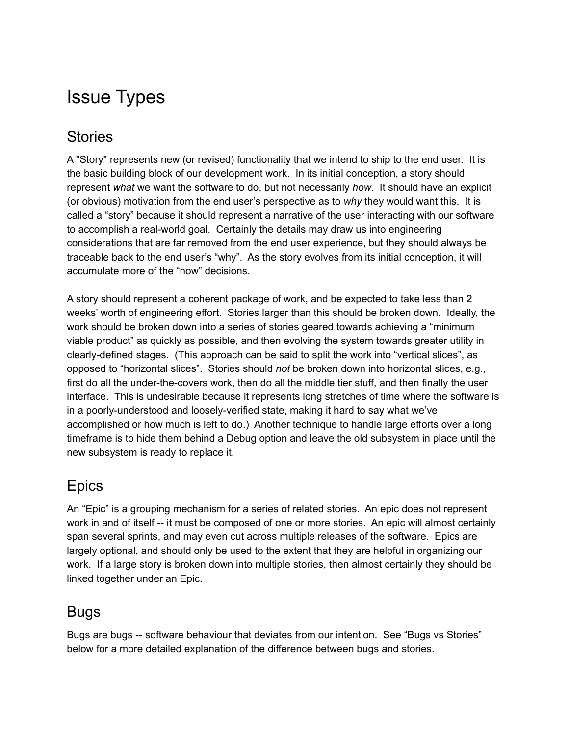# Issue Types

## Stories

A "Story" represents new (or revised) functionality that we intend to ship to the end user. It is the basic building block of our development work. In its initial conception, a story should represent *what* we want the software to do, but not necessarily *how*. It should have an explicit (or obvious) motivation from the end user's perspective as to *why* they would want this. It is called a "story" because it should represent a narrative of the user interacting with our software to accomplish a real-world goal. Certainly the details may draw us into engineering considerations that are far removed from the end user experience, but they should always be traceable back to the end user's "why". As the story evolves from its initial conception, it will accumulate more of the "how" decisions.

A story should represent a coherent package of work, and be expected to take less than 2 weeks' worth of engineering effort. Stories larger than this should be broken down. Ideally, the work should be broken down into a series of stories geared towards achieving a "minimum viable product" as quickly as possible, and then evolving the system towards greater utility in clearly-defined stages. (This approach can be said to split the work into "vertical slices", as opposed to "horizontal slices". Stories should *not* be broken down into horizontal slices, e.g., first do all the under-the-covers work, then do all the middle tier stuff, and then finally the user interface. This is undesirable because it represents long stretches of time where the software is in a poorly-understood and loosely-verified state, making it hard to say what we've accomplished or how much is left to do.) Another technique to handle large efforts over a long timeframe is to hide them behind a Debug option and leave the old subsystem in place until the new subsystem is ready to replace it.

## Epics

An "Epic" is a grouping mechanism for a series of related stories. An epic does not represent work in and of itself -- it must be composed of one or more stories. An epic will almost certainly span several sprints, and may even cut across multiple releases of the software. Epics are largely optional, and should only be used to the extent that they are helpful in organizing our work. If a large story is broken down into multiple stories, then almost certainly they should be linked together under an Epic.

## Bugs

Bugs are bugs -- software behaviour that deviates from our intention. See "Bugs vs Stories" below for a more detailed explanation of the difference between bugs and stories.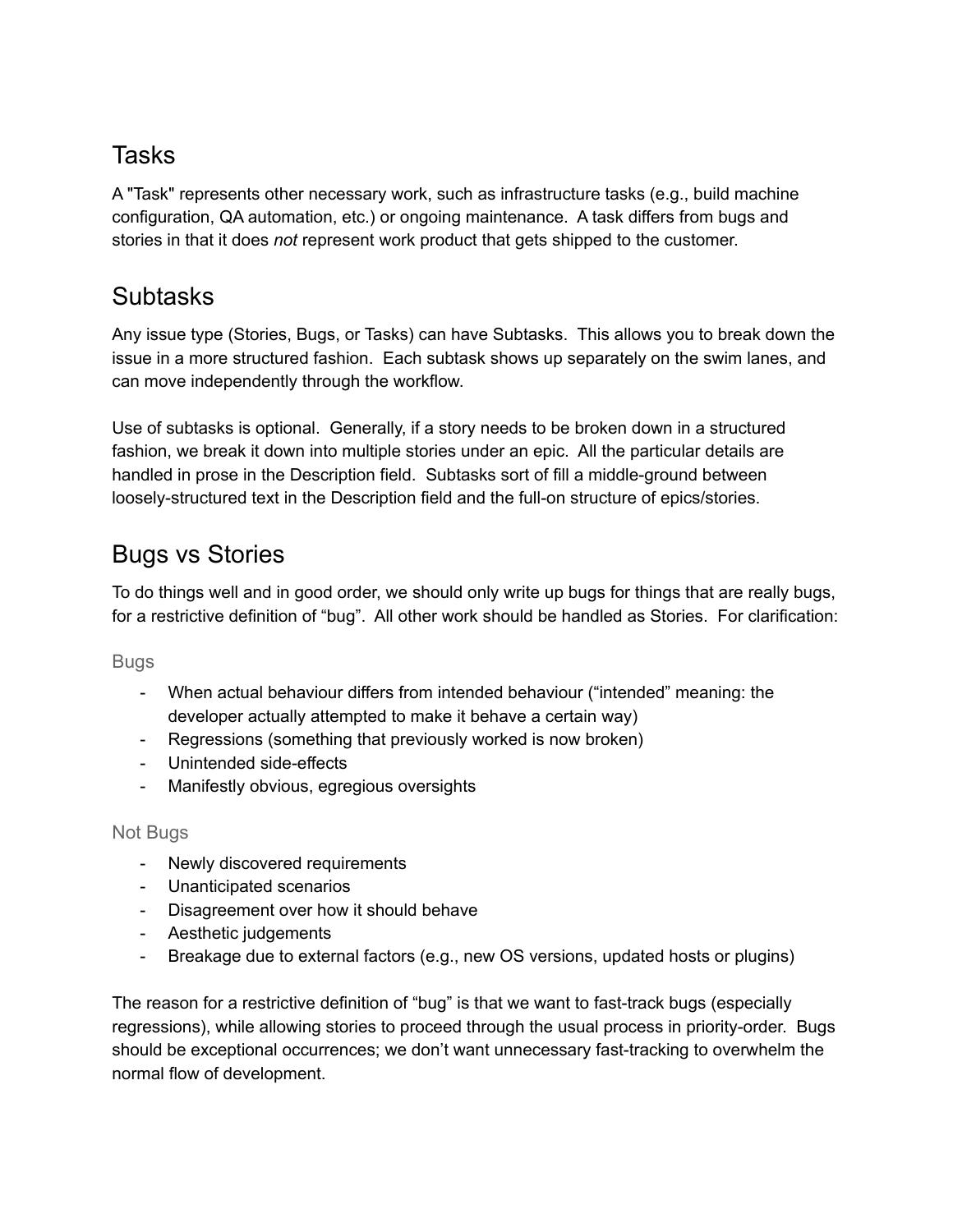## Tasks

A "Task" represents other necessary work, such as infrastructure tasks (e.g., build machine configuration, QA automation, etc.) or ongoing maintenance. A task differs from bugs and stories in that it does *not* represent work product that gets shipped to the customer.

## Subtasks

Any issue type (Stories, Bugs, or Tasks) can have Subtasks. This allows you to break down the issue in a more structured fashion. Each subtask shows up separately on the swim lanes, and can move independently through the workflow.

Use of subtasks is optional. Generally, if a story needs to be broken down in a structured fashion, we break it down into multiple stories under an epic. All the particular details are handled in prose in the Description field. Subtasks sort of fill a middle-ground between loosely-structured text in the Description field and the full-on structure of epics/stories.

## Bugs vs Stories

To do things well and in good order, we should only write up bugs for things that are really bugs, for a restrictive definition of "bug". All other work should be handled as Stories. For clarification:

### Bugs

- When actual behaviour differs from intended behaviour ("intended" meaning: the developer actually attempted to make it behave a certain way)
- Regressions (something that previously worked is now broken)
- Unintended side-effects
- Manifestly obvious, egregious oversights

### Not Bugs

- Newly discovered requirements
- Unanticipated scenarios
- Disagreement over how it should behave
- Aesthetic judgements
- Breakage due to external factors (e.g., new OS versions, updated hosts or plugins)

The reason for a restrictive definition of "bug" is that we want to fast-track bugs (especially regressions), while allowing stories to proceed through the usual process in priority-order. Bugs should be exceptional occurrences; we don't want unnecessary fast-tracking to overwhelm the normal flow of development.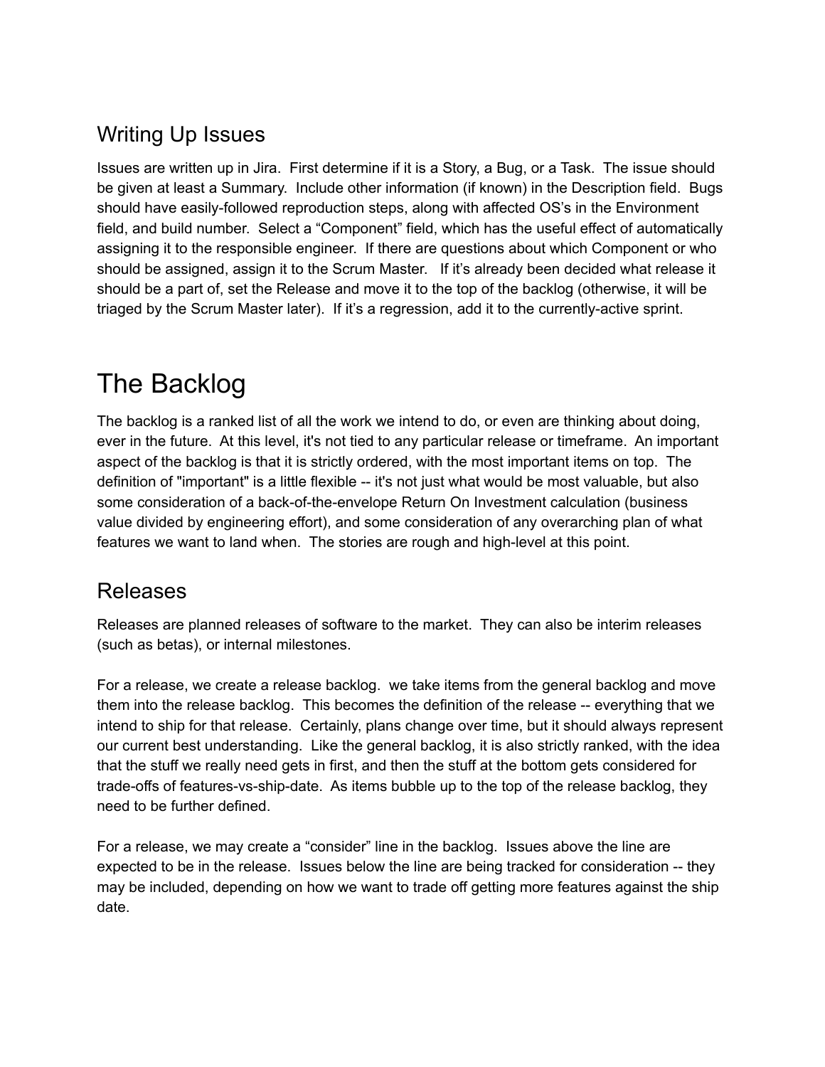## Writing Up Issues

Issues are written up in Jira. First determine if it is a Story, a Bug, or a Task. The issue should be given at least a Summary. Include other information (if known) in the Description field. Bugs should have easily-followed reproduction steps, along with affected OS's in the Environment field, and build number. Select a "Component" field, which has the useful effect of automatically assigning it to the responsible engineer. If there are questions about which Component or who should be assigned, assign it to the Scrum Master. If it's already been decided what release it should be a part of, set the Release and move it to the top of the backlog (otherwise, it will be triaged by the Scrum Master later). If it's a regression, add it to the currently-active sprint.

# The Backlog

The backlog is a ranked list of all the work we intend to do, or even are thinking about doing, ever in the future. At this level, it's not tied to any particular release or timeframe. An important aspect of the backlog is that it is strictly ordered, with the most important items on top. The definition of "important" is a little flexible -- it's not just what would be most valuable, but also some consideration of a back-of-the-envelope Return On Investment calculation (business value divided by engineering effort), and some consideration of any overarching plan of what features we want to land when. The stories are rough and high-level at this point.

## Releases

Releases are planned releases of software to the market. They can also be interim releases (such as betas), or internal milestones.

For a release, we create a release backlog. we take items from the general backlog and move them into the release backlog. This becomes the definition of the release -- everything that we intend to ship for that release. Certainly, plans change over time, but it should always represent our current best understanding. Like the general backlog, it is also strictly ranked, with the idea that the stuff we really need gets in first, and then the stuff at the bottom gets considered for trade-offs of features-vs-ship-date. As items bubble up to the top of the release backlog, they need to be further defined.

For a release, we may create a "consider" line in the backlog. Issues above the line are expected to be in the release. Issues below the line are being tracked for consideration -- they may be included, depending on how we want to trade off getting more features against the ship date.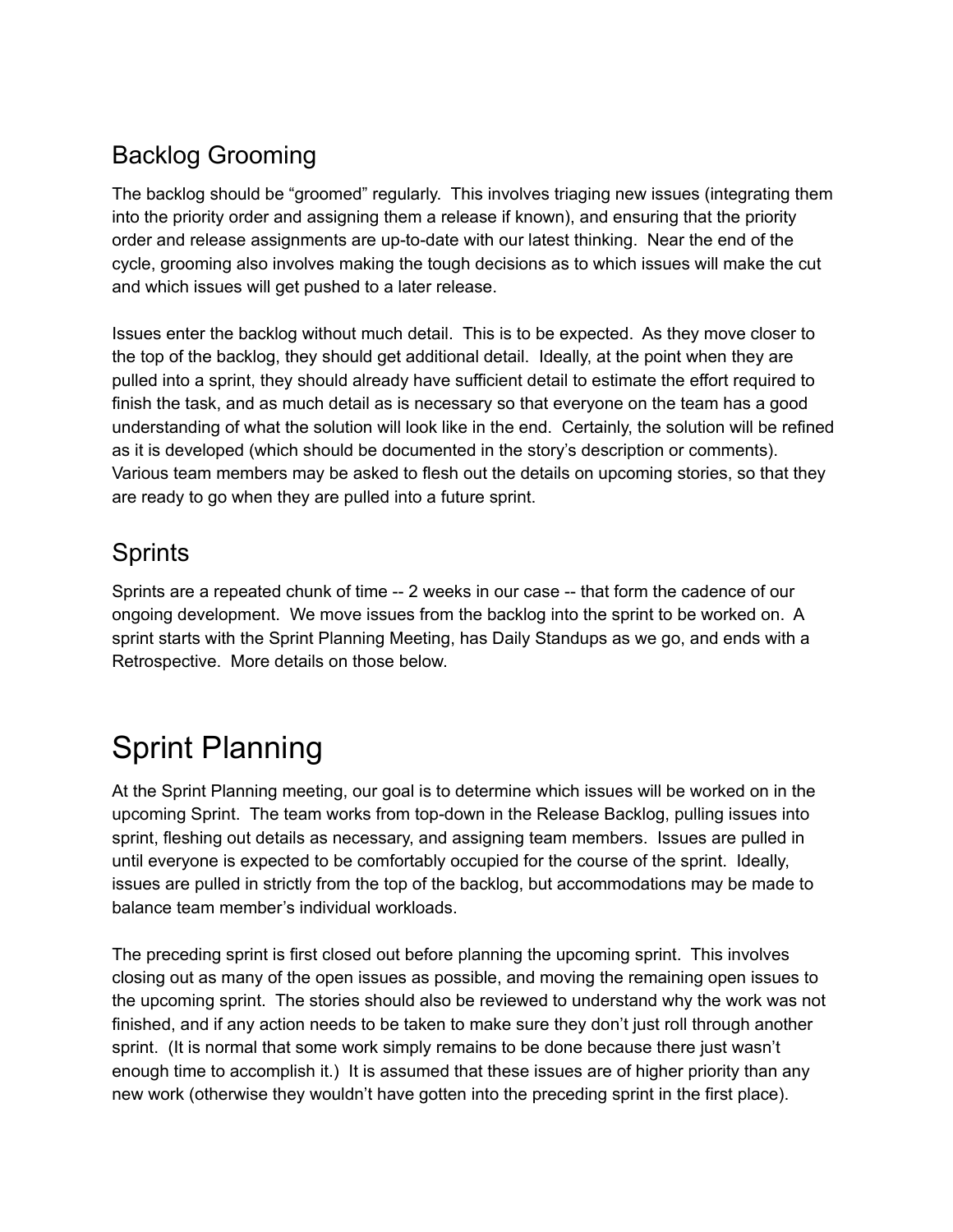## Backlog Grooming

The backlog should be "groomed" regularly. This involves triaging new issues (integrating them into the priority order and assigning them a release if known), and ensuring that the priority order and release assignments are up-to-date with our latest thinking. Near the end of the cycle, grooming also involves making the tough decisions as to which issues will make the cut and which issues will get pushed to a later release.

Issues enter the backlog without much detail. This is to be expected. As they move closer to the top of the backlog, they should get additional detail. Ideally, at the point when they are pulled into a sprint, they should already have sufficient detail to estimate the effort required to finish the task, and as much detail as is necessary so that everyone on the team has a good understanding of what the solution will look like in the end. Certainly, the solution will be refined as it is developed (which should be documented in the story's description or comments). Various team members may be asked to flesh out the details on upcoming stories, so that they are ready to go when they are pulled into a future sprint.

## Sprints

Sprints are a repeated chunk of time -- 2 weeks in our case -- that form the cadence of our ongoing development. We move issues from the backlog into the sprint to be worked on. A sprint starts with the Sprint Planning Meeting, has Daily Standups as we go, and ends with a Retrospective. More details on those below.

# Sprint Planning

At the Sprint Planning meeting, our goal is to determine which issues will be worked on in the upcoming Sprint. The team works from top-down in the Release Backlog, pulling issues into sprint, fleshing out details as necessary, and assigning team members. Issues are pulled in until everyone is expected to be comfortably occupied for the course of the sprint. Ideally, issues are pulled in strictly from the top of the backlog, but accommodations may be made to balance team member's individual workloads.

The preceding sprint is first closed out before planning the upcoming sprint. This involves closing out as many of the open issues as possible, and moving the remaining open issues to the upcoming sprint. The stories should also be reviewed to understand why the work was not finished, and if any action needs to be taken to make sure they don't just roll through another sprint. (It is normal that some work simply remains to be done because there just wasn't enough time to accomplish it.) It is assumed that these issues are of higher priority than any new work (otherwise they wouldn't have gotten into the preceding sprint in the first place).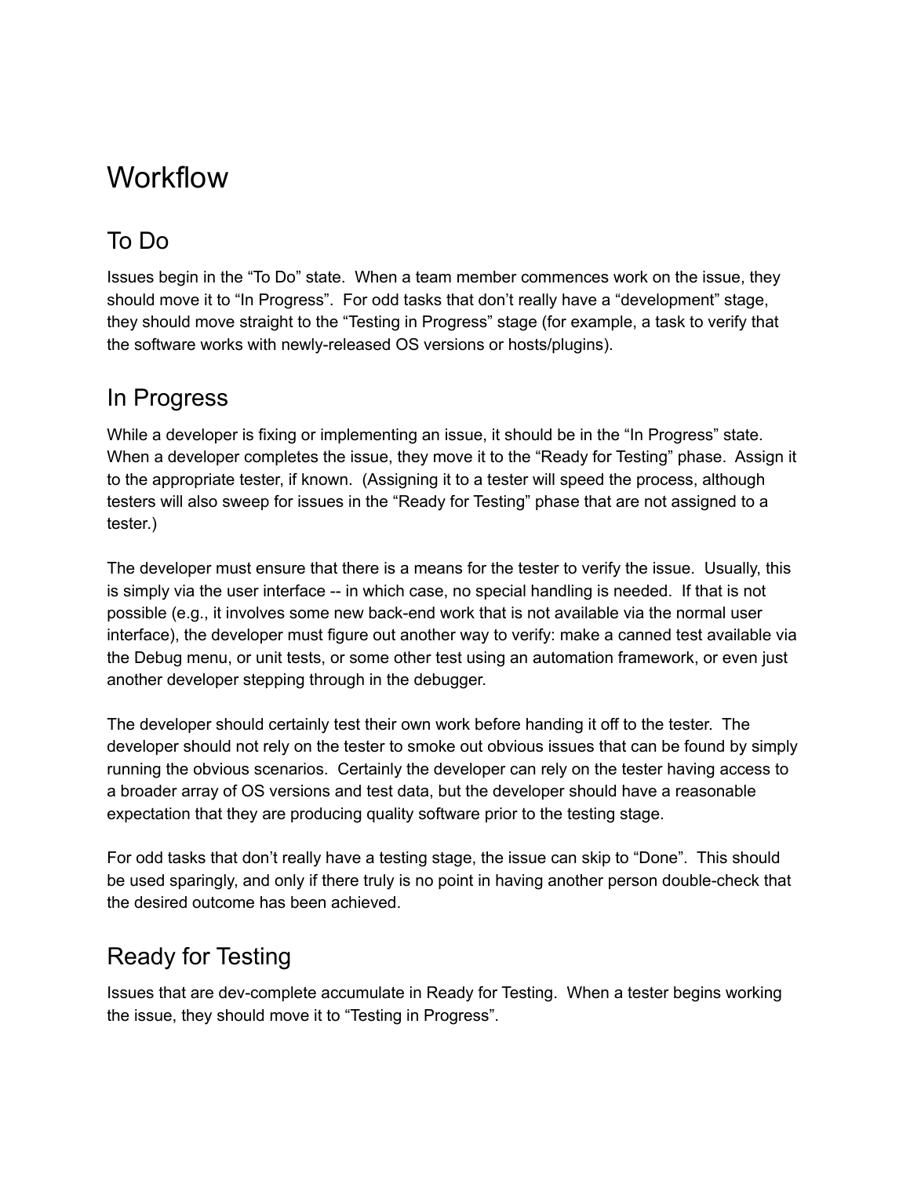# Workflow

## To Do

Issues begin in the “To Do” state. When a team member commences work on the issue, they should move it to “In Progress”. For odd tasks that don’t really have a “development” stage, they should move straight to the “Testing in Progress” stage (for example, a task to verify that the software works with newly-released OS versions or hosts/plugins).

## In Progress

While a developer is fixing or implementing an issue, it should be in the “In Progress” state. When a developer completes the issue, they move it to the “Ready for Testing” phase. Assign it to the appropriate tester, if known. (Assigning it to a tester will speed the process, although testers will also sweep for issues in the “Ready for Testing” phase that are not assigned to a tester.)

The developer must ensure that there is a means for the tester to verify the issue. Usually, this is simply via the user interface -- in which case, no special handling is needed. If that is not possible (e.g., it involves some new back-end work that is not available via the normal user interface), the developer must figure out another way to verify: make a canned test available via the Debug menu, or unit tests, or some other test using an automation framework, or even just another developer stepping through in the debugger.

The developer should certainly test their own work before handing it off to the tester. The developer should not rely on the tester to smoke out obvious issues that can be found by simply running the obvious scenarios. Certainly the developer can rely on the tester having access to a broader array of OS versions and test data, but the developer should have a reasonable expectation that they are producing quality software prior to the testing stage.

For odd tasks that don’t really have a testing stage, the issue can skip to “Done”. This should be used sparingly, and only if there truly is no point in having another person double-check that the desired outcome has been achieved.

## Ready for Testing

Issues that are dev-complete accumulate in Ready for Testing. When a tester begins working the issue, they should move it to “Testing in Progress”.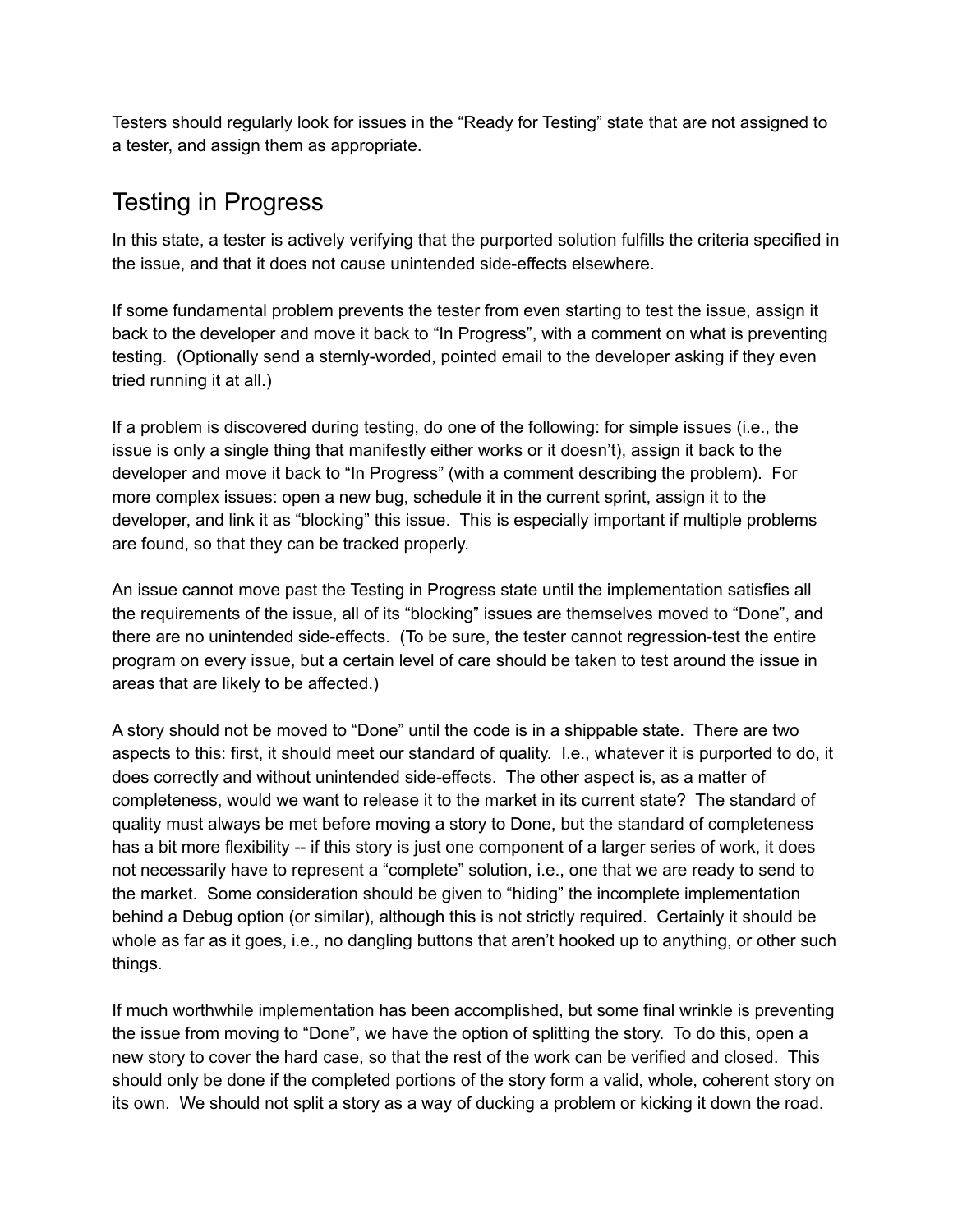Testers should regularly look for issues in the “Ready for Testing” state that are not assigned to a tester, and assign them as appropriate.

## Testing in Progress

In this state, a tester is actively verifying that the purported solution fulfills the criteria specified in the issue, and that it does not cause unintended side-effects elsewhere.

If some fundamental problem prevents the tester from even starting to test the issue, assign it back to the developer and move it back to “In Progress”, with a comment on what is preventing testing. (Optionally send a sternly-worded, pointed email to the developer asking if they even tried running it at all.)

If a problem is discovered during testing, do one of the following: for simple issues (i.e., the issue is only a single thing that manifestly either works or it doesn’t), assign it back to the developer and move it back to “In Progress” (with a comment describing the problem). For more complex issues: open a new bug, schedule it in the current sprint, assign it to the developer, and link it as “blocking” this issue. This is especially important if multiple problems are found, so that they can be tracked properly.

An issue cannot move past the Testing in Progress state until the implementation satisfies all the requirements of the issue, all of its “blocking” issues are themselves moved to “Done”, and there are no unintended side-effects. (To be sure, the tester cannot regression-test the entire program on every issue, but a certain level of care should be taken to test around the issue in areas that are likely to be affected.)

A story should not be moved to “Done” until the code is in a shippable state. There are two aspects to this: first, it should meet our standard of quality. I.e., whatever it is purported to do, it does correctly and without unintended side-effects. The other aspect is, as a matter of completeness, would we want to release it to the market in its current state? The standard of quality must always be met before moving a story to Done, but the standard of completeness has a bit more flexibility -- if this story is just one component of a larger series of work, it does not necessarily have to represent a “complete” solution, i.e., one that we are ready to send to the market. Some consideration should be given to “hiding” the incomplete implementation behind a Debug option (or similar), although this is not strictly required. Certainly it should be whole as far as it goes, i.e., no dangling buttons that aren’t hooked up to anything, or other such things.

If much worthwhile implementation has been accomplished, but some final wrinkle is preventing the issue from moving to “Done”, we have the option of splitting the story. To do this, open a new story to cover the hard case, so that the rest of the work can be verified and closed. This should only be done if the completed portions of the story form a valid, whole, coherent story on its own. We should not split a story as a way of ducking a problem or kicking it down the road.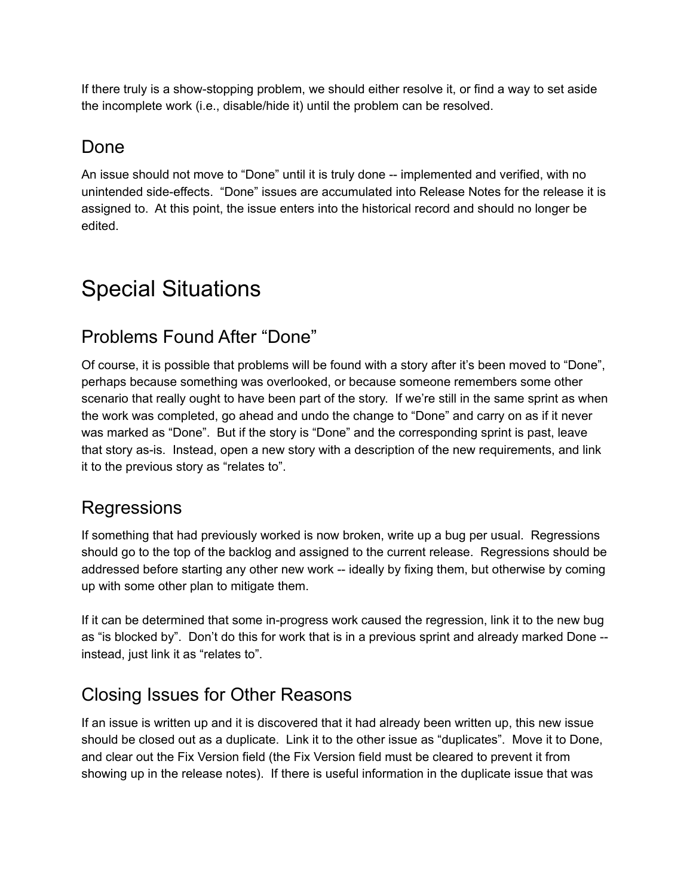If there truly is a show-stopping problem, we should either resolve it, or find a way to set aside the incomplete work (i.e., disable/hide it) until the problem can be resolved.

## Done

An issue should not move to "Done" until it is truly done -- implemented and verified, with no unintended side-effects. "Done" issues are accumulated into Release Notes for the release it is assigned to. At this point, the issue enters into the historical record and should no longer be edited.

# Special Situations

## Problems Found After "Done"

Of course, it is possible that problems will be found with a story after it's been moved to "Done", perhaps because something was overlooked, or because someone remembers some other scenario that really ought to have been part of the story. If we're still in the same sprint as when the work was completed, go ahead and undo the change to "Done" and carry on as if it never was marked as "Done". But if the story is "Done" and the corresponding sprint is past, leave that story as-is. Instead, open a new story with a description of the new requirements, and link it to the previous story as "relates to".

## Regressions

If something that had previously worked is now broken, write up a bug per usual. Regressions should go to the top of the backlog and assigned to the current release. Regressions should be addressed before starting any other new work -- ideally by fixing them, but otherwise by coming up with some other plan to mitigate them.

If it can be determined that some in-progress work caused the regression, link it to the new bug as "is blocked by". Don't do this for work that is in a previous sprint and already marked Done -- instead, just link it as "relates to".

## Closing Issues for Other Reasons

If an issue is written up and it is discovered that it had already been written up, this new issue should be closed out as a duplicate. Link it to the other issue as "duplicates". Move it to Done, and clear out the Fix Version field (the Fix Version field must be cleared to prevent it from showing up in the release notes). If there is useful information in the duplicate issue that was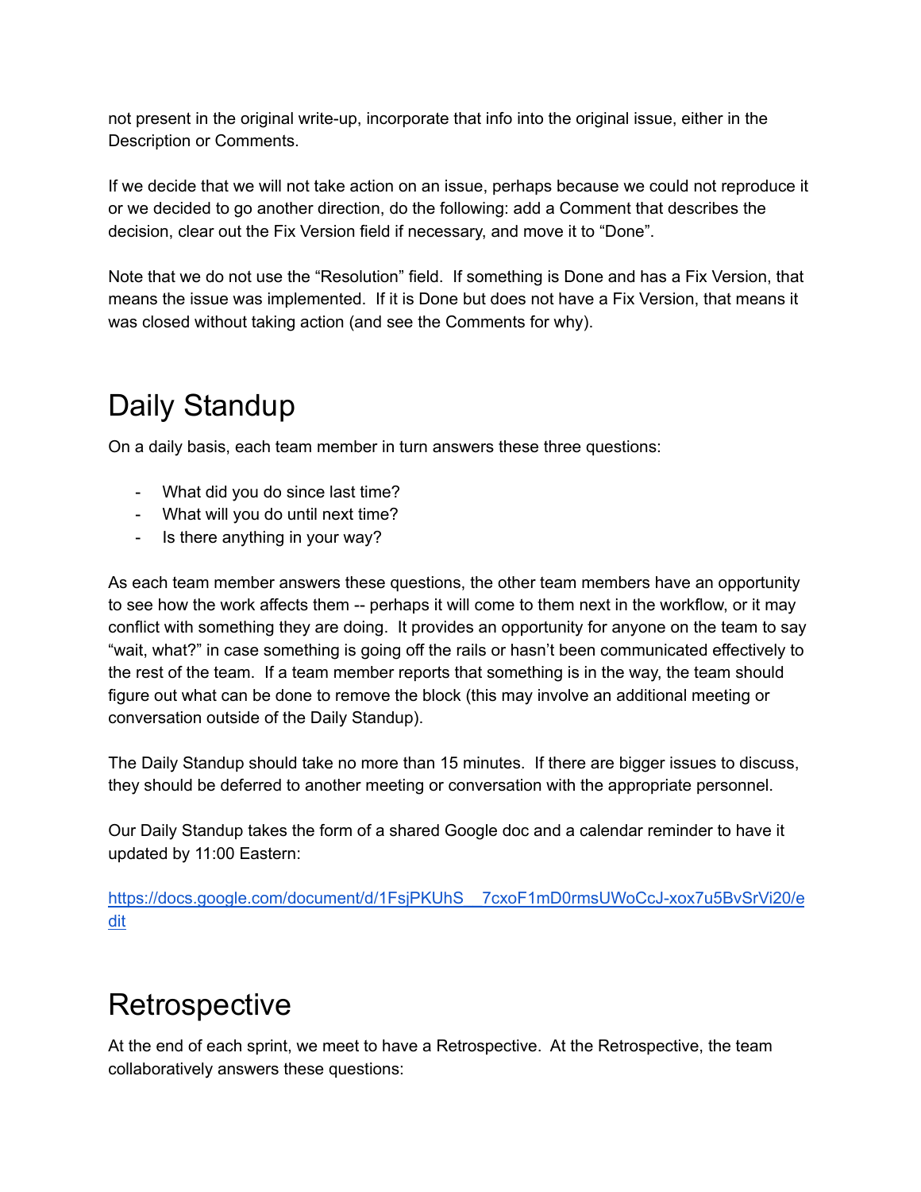not present in the original write-up, incorporate that info into the original issue, either in the Description or Comments.

If we decide that we will not take action on an issue, perhaps because we could not reproduce it or we decided to go another direction, do the following: add a Comment that describes the decision, clear out the Fix Version field if necessary, and move it to “Done”.

Note that we do not use the “Resolution” field. If something is Done and has a Fix Version, that means the issue was implemented. If it is Done but does not have a Fix Version, that means it was closed without taking action (and see the Comments for why).

# Daily Standup

On a daily basis, each team member in turn answers these three questions:

- What did you do since last time?
- What will you do until next time?
- Is there anything in your way?

As each team member answers these questions, the other team members have an opportunity to see how the work affects them -- perhaps it will come to them next in the workflow, or it may conflict with something they are doing. It provides an opportunity for anyone on the team to say “wait, what?” in case something is going off the rails or hasn’t been communicated effectively to the rest of the team. If a team member reports that something is in the way, the team should figure out what can be done to remove the block (this may involve an additional meeting or conversation outside of the Daily Standup).

The Daily Standup should take no more than 15 minutes. If there are bigger issues to discuss, they should be deferred to another meeting or conversation with the appropriate personnel.

Our Daily Standup takes the form of a shared Google doc and a calendar reminder to have it updated by 11:00 Eastern:

https://docs.google.com/document/d/1FsjPKUhS__7cxoF1mD0rmsUWoCcJ-xox7u5BvSrVi20/edit

# Retrospective

At the end of each sprint, we meet to have a Retrospective. At the Retrospective, the team collaboratively answers these questions: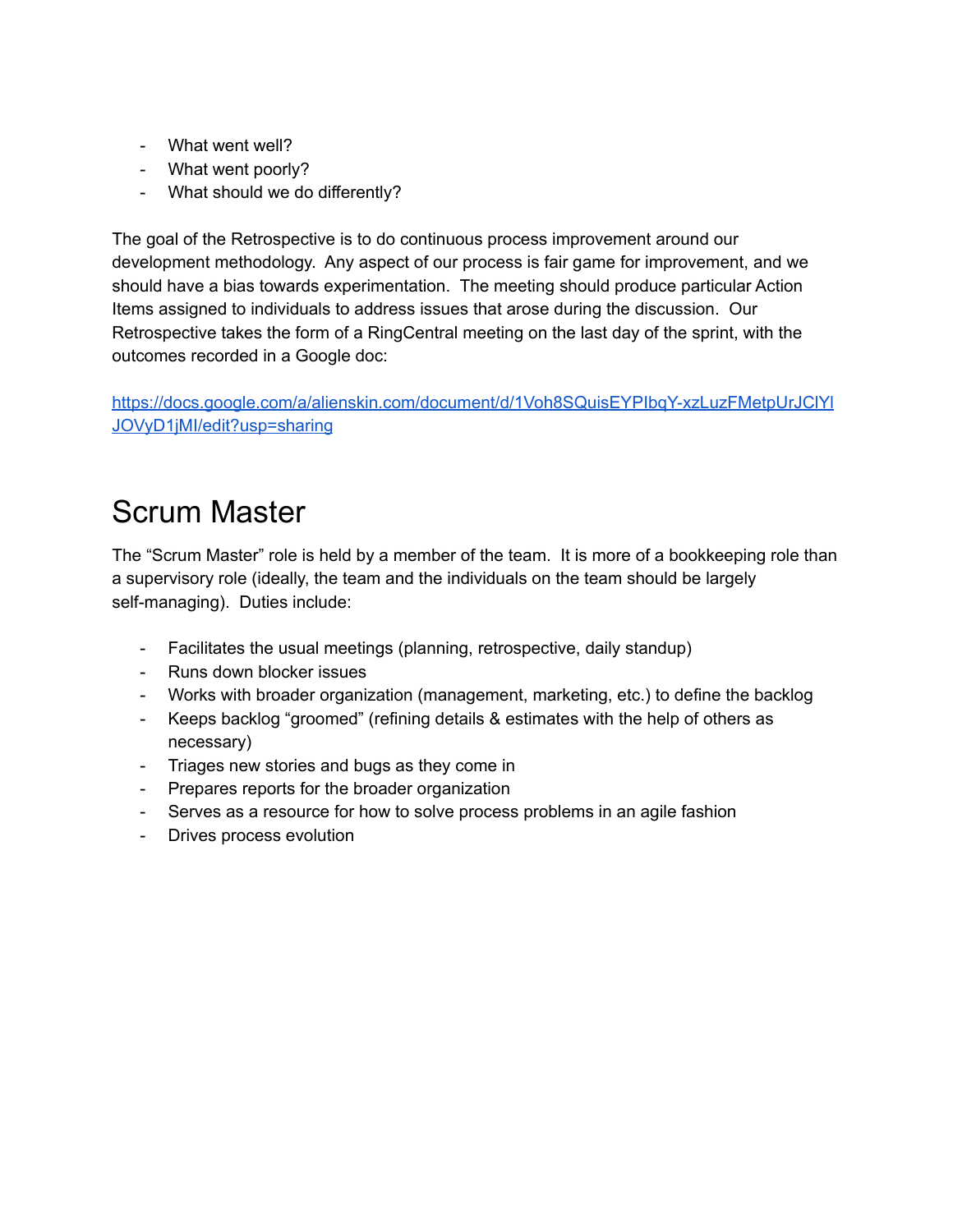- What went well?
- What went poorly?
- What should we do differently?

The goal of the Retrospective is to do continuous process improvement around our development methodology. Any aspect of our process is fair game for improvement, and we should have a bias towards experimentation. The meeting should produce particular Action Items assigned to individuals to address issues that arose during the discussion. Our Retrospective takes the form of a RingCentral meeting on the last day of the sprint, with the outcomes recorded in a Google doc:

https://docs.google.com/a/alienskin.com/document/d/1Voh8SQuisEYPIbqY-xzLuzFMetpUrJClYlJOVyD1jMI/edit?usp=sharing

# Scrum Master

The "Scrum Master" role is held by a member of the team. It is more of a bookkeeping role than a supervisory role (ideally, the team and the individuals on the team should be largely self-managing). Duties include:

- Facilitates the usual meetings (planning, retrospective, daily standup)
- Runs down blocker issues
- Works with broader organization (management, marketing, etc.) to define the backlog
- Keeps backlog "groomed" (refining details & estimates with the help of others as necessary)
- Triages new stories and bugs as they come in
- Prepares reports for the broader organization
- Serves as a resource for how to solve process problems in an agile fashion
- Drives process evolution